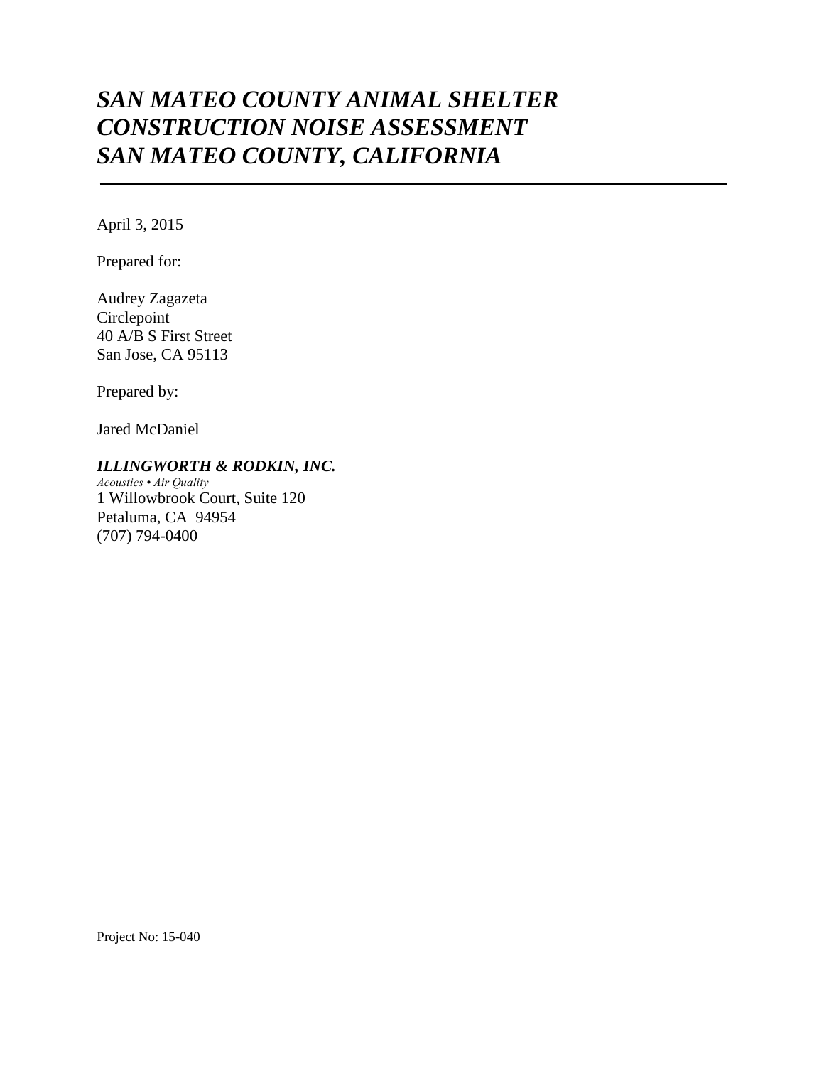# *SAN MATEO COUNTY ANIMAL SHELTER CONSTRUCTION NOISE ASSESSMENT SAN MATEO COUNTY, CALIFORNIA*

---

April 3, 2015

Prepared for:

Audrey Zagazeta
Circlepoint
40 A/B S First Street
San Jose, CA 95113

Prepared by:

Jared McDaniel

***ILLINGWORTH & RODKIN, INC.***
*Acoustics • Air Quality*
1 Willowbrook Court, Suite 120
Petaluma, CA 94954
(707) 794-0400

Project No: 15-040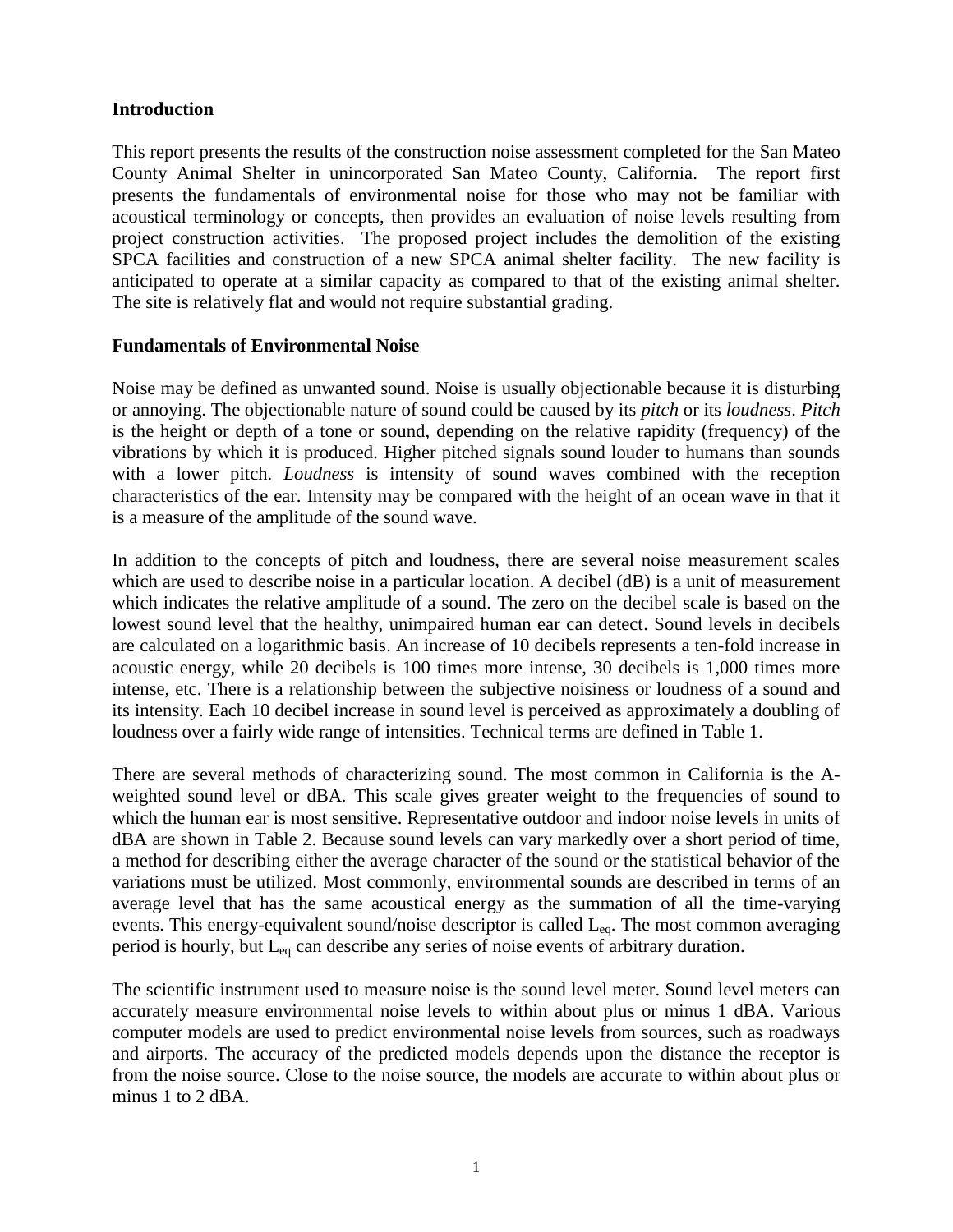## Introduction

This report presents the results of the construction noise assessment completed for the San Mateo County Animal Shelter in unincorporated San Mateo County, California. The report first presents the fundamentals of environmental noise for those who may not be familiar with acoustical terminology or concepts, then provides an evaluation of noise levels resulting from project construction activities. The proposed project includes the demolition of the existing SPCA facilities and construction of a new SPCA animal shelter facility. The new facility is anticipated to operate at a similar capacity as compared to that of the existing animal shelter. The site is relatively flat and would not require substantial grading.

## Fundamentals of Environmental Noise

Noise may be defined as unwanted sound. Noise is usually objectionable because it is disturbing or annoying. The objectionable nature of sound could be caused by its *pitch* or its *loudness*. *Pitch* is the height or depth of a tone or sound, depending on the relative rapidity (frequency) of the vibrations by which it is produced. Higher pitched signals sound louder to humans than sounds with a lower pitch. *Loudness* is intensity of sound waves combined with the reception characteristics of the ear. Intensity may be compared with the height of an ocean wave in that it is a measure of the amplitude of the sound wave.

In addition to the concepts of pitch and loudness, there are several noise measurement scales which are used to describe noise in a particular location. A decibel (dB) is a unit of measurement which indicates the relative amplitude of a sound. The zero on the decibel scale is based on the lowest sound level that the healthy, unimpaired human ear can detect. Sound levels in decibels are calculated on a logarithmic basis. An increase of 10 decibels represents a ten-fold increase in acoustic energy, while 20 decibels is 100 times more intense, 30 decibels is 1,000 times more intense, etc. There is a relationship between the subjective noisiness or loudness of a sound and its intensity. Each 10 decibel increase in sound level is perceived as approximately a doubling of loudness over a fairly wide range of intensities. Technical terms are defined in Table 1.

There are several methods of characterizing sound. The most common in California is the A-weighted sound level or dBA. This scale gives greater weight to the frequencies of sound to which the human ear is most sensitive. Representative outdoor and indoor noise levels in units of dBA are shown in Table 2. Because sound levels can vary markedly over a short period of time, a method for describing either the average character of the sound or the statistical behavior of the variations must be utilized. Most commonly, environmental sounds are described in terms of an average level that has the same acoustical energy as the summation of all the time-varying events. This energy-equivalent sound/noise descriptor is called $L_{eq}$. The most common averaging period is hourly, but $L_{eq}$ can describe any series of noise events of arbitrary duration.

The scientific instrument used to measure noise is the sound level meter. Sound level meters can accurately measure environmental noise levels to within about plus or minus 1 dBA. Various computer models are used to predict environmental noise levels from sources, such as roadways and airports. The accuracy of the predicted models depends upon the distance the receptor is from the noise source. Close to the noise source, the models are accurate to within about plus or minus 1 to 2 dBA.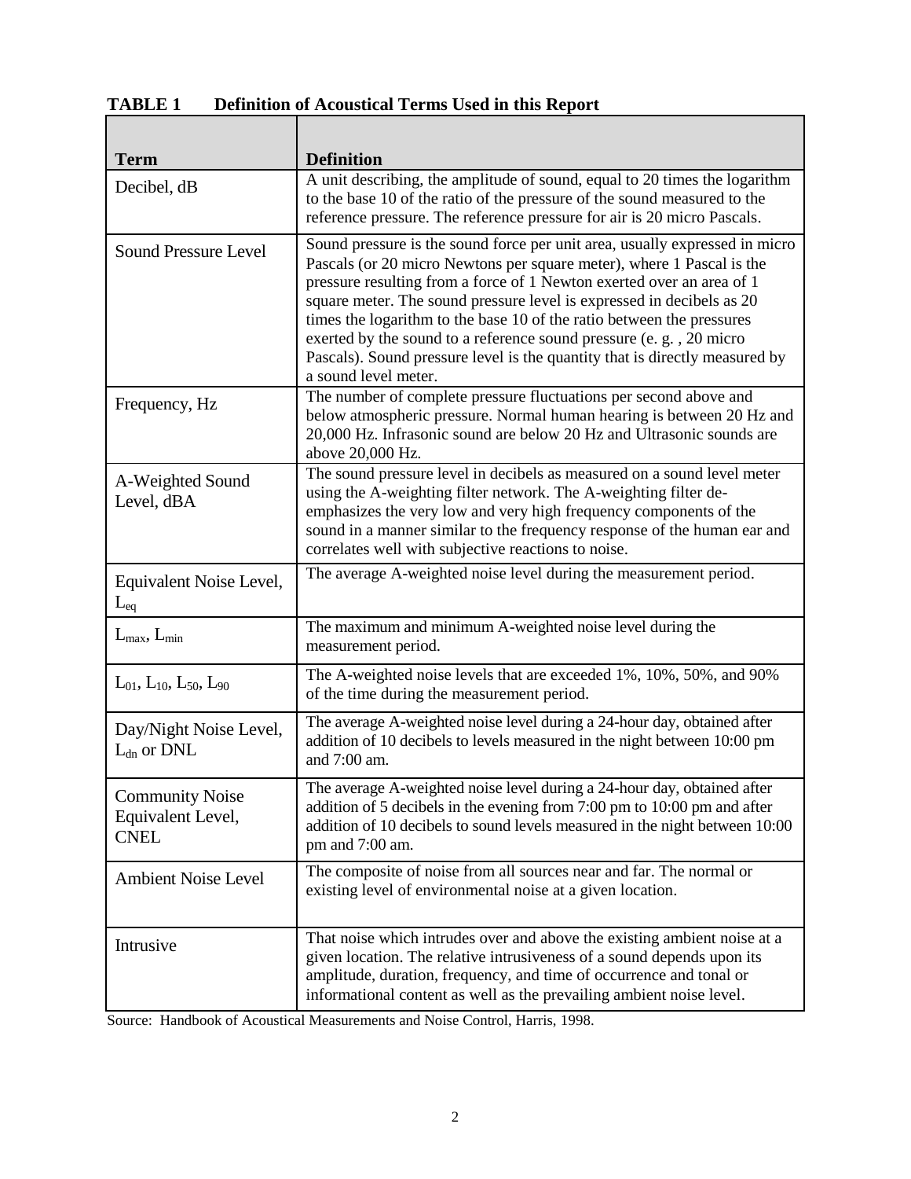**TABLE 1 Definition of Acoustical Terms Used in this Report**

| Term | Definition |
|---|---|
| Decibel, dB | A unit describing, the amplitude of sound, equal to 20 times the logarithm to the base 10 of the ratio of the pressure of the sound measured to the reference pressure. The reference pressure for air is 20 micro Pascals. |
| Sound Pressure Level | Sound pressure is the sound force per unit area, usually expressed in micro Pascals (or 20 micro Newtons per square meter), where 1 Pascal is the pressure resulting from a force of 1 Newton exerted over an area of 1 square meter. The sound pressure level is expressed in decibels as 20 times the logarithm to the base 10 of the ratio between the pressures exerted by the sound to a reference sound pressure (e. g. , 20 micro Pascals). Sound pressure level is the quantity that is directly measured by a sound level meter. |
| Frequency, Hz | The number of complete pressure fluctuations per second above and below atmospheric pressure. Normal human hearing is between 20 Hz and 20,000 Hz. Infrasonic sound are below 20 Hz and Ultrasonic sounds are above 20,000 Hz. |
| A-Weighted Sound Level, dBA | The sound pressure level in decibels as measured on a sound level meter using the A-weighting filter network. The A-weighting filter de-emphasizes the very low and very high frequency components of the sound in a manner similar to the frequency response of the human ear and correlates well with subjective reactions to noise. |
| Equivalent Noise Level, $L_{eq}$ | The average A-weighted noise level during the measurement period. |
| $L_{max}$, $L_{min}$ | The maximum and minimum A-weighted noise level during the measurement period. |
| $L_{01}$, $L_{10}$, $L_{50}$, $L_{90}$ | The A-weighted noise levels that are exceeded 1%, 10%, 50%, and 90% of the time during the measurement period. |
| Day/Night Noise Level, $L_{dn}$ or DNL | The average A-weighted noise level during a 24-hour day, obtained after addition of 10 decibels to levels measured in the night between 10:00 pm and 7:00 am. |
| Community Noise Equivalent Level, CNEL | The average A-weighted noise level during a 24-hour day, obtained after addition of 5 decibels in the evening from 7:00 pm to 10:00 pm and after addition of 10 decibels to sound levels measured in the night between 10:00 pm and 7:00 am. |
| Ambient Noise Level | The composite of noise from all sources near and far. The normal or existing level of environmental noise at a given location. |
| Intrusive | That noise which intrudes over and above the existing ambient noise at a given location. The relative intrusiveness of a sound depends upon its amplitude, duration, frequency, and time of occurrence and tonal or informational content as well as the prevailing ambient noise level. |

Source: Handbook of Acoustical Measurements and Noise Control, Harris, 1998.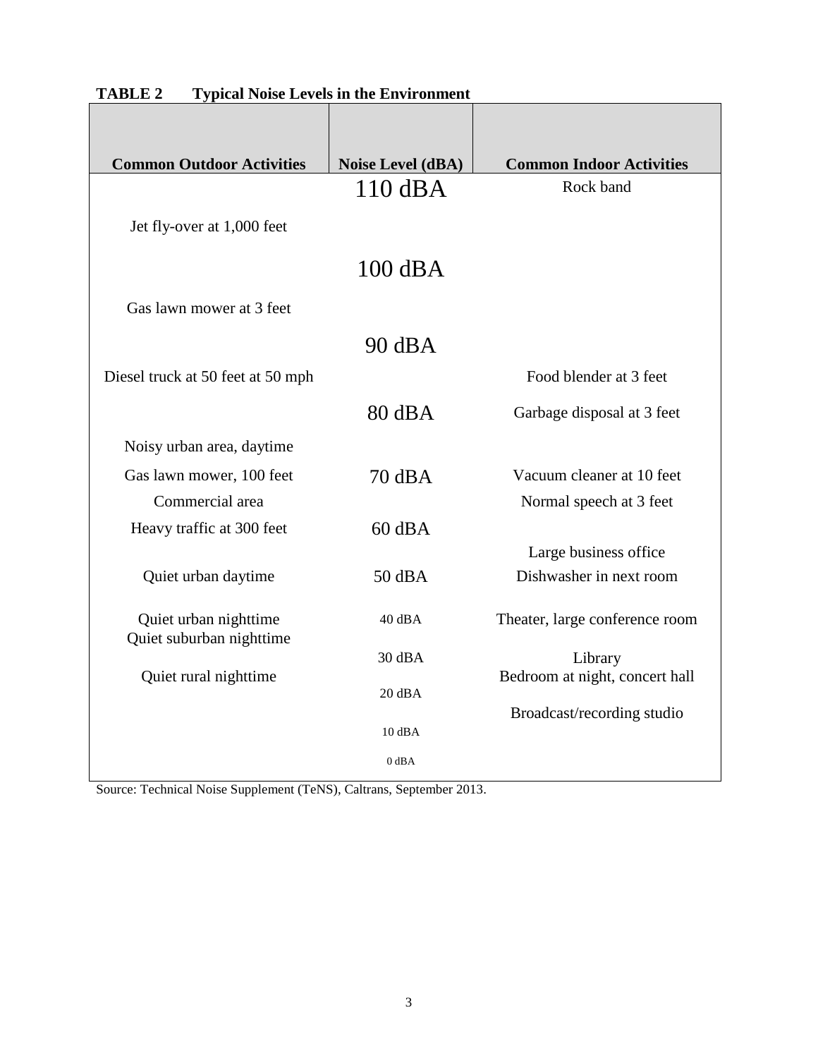**TABLE 2 Typical Noise Levels in the Environment**

| Common Outdoor Activities | Noise Level (dBA) | Common Indoor Activities |
|---|---|---|
| | 110 dBA | Rock band |
| Jet fly-over at 1,000 feet | | |
| | 100 dBA | |
| Gas lawn mower at 3 feet | | |
| | 90 dBA | |
| Diesel truck at 50 feet at 50 mph | | Food blender at 3 feet |
| | 80 dBA | Garbage disposal at 3 feet |
| Noisy urban area, daytime | | |
| Gas lawn mower, 100 feet | 70 dBA | Vacuum cleaner at 10 feet |
| Commercial area | | Normal speech at 3 feet |
| Heavy traffic at 300 feet | 60 dBA | |
| | | Large business office |
| Quiet urban daytime | 50 dBA | Dishwasher in next room |
| Quiet urban nighttime | 40 dBA | Theater, large conference room |
| Quiet suburban nighttime | | |
| | 30 dBA | Library |
| Quiet rural nighttime | | Bedroom at night, concert hall |
| | 20 dBA | |
| | | Broadcast/recording studio |
| | 10 dBA | |
| | 0 dBA | |

Source: Technical Noise Supplement (TeNS), Caltrans, September 2013.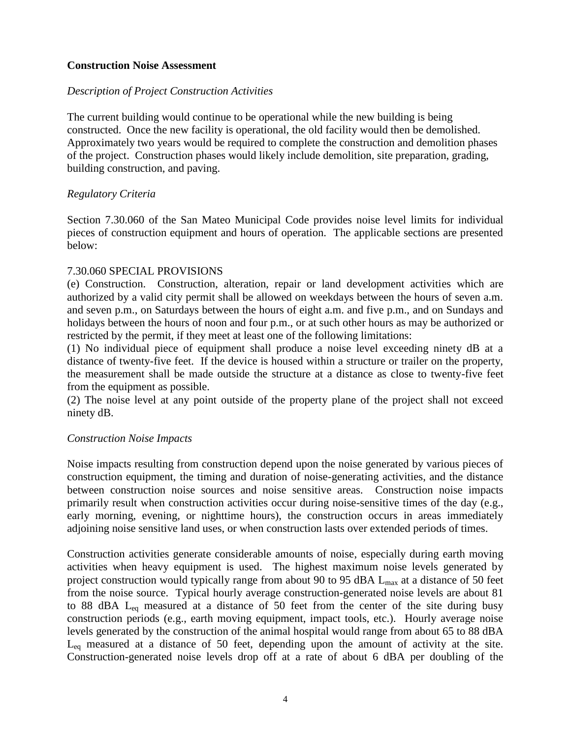**Construction Noise Assessment**

*Description of Project Construction Activities*

The current building would continue to be operational while the new building is being constructed. Once the new facility is operational, the old facility would then be demolished. Approximately two years would be required to complete the construction and demolition phases of the project. Construction phases would likely include demolition, site preparation, grading, building construction, and paving.

*Regulatory Criteria*

Section 7.30.060 of the San Mateo Municipal Code provides noise level limits for individual pieces of construction equipment and hours of operation. The applicable sections are presented below:

7.30.060 SPECIAL PROVISIONS

(e) Construction. Construction, alteration, repair or land development activities which are authorized by a valid city permit shall be allowed on weekdays between the hours of seven a.m. and seven p.m., on Saturdays between the hours of eight a.m. and five p.m., and on Sundays and holidays between the hours of noon and four p.m., or at such other hours as may be authorized or restricted by the permit, if they meet at least one of the following limitations:

(1) No individual piece of equipment shall produce a noise level exceeding ninety dB at a distance of twenty-five feet. If the device is housed within a structure or trailer on the property, the measurement shall be made outside the structure at a distance as close to twenty-five feet from the equipment as possible.

(2) The noise level at any point outside of the property plane of the project shall not exceed ninety dB.

*Construction Noise Impacts*

Noise impacts resulting from construction depend upon the noise generated by various pieces of construction equipment, the timing and duration of noise-generating activities, and the distance between construction noise sources and noise sensitive areas. Construction noise impacts primarily result when construction activities occur during noise-sensitive times of the day (e.g., early morning, evening, or nighttime hours), the construction occurs in areas immediately adjoining noise sensitive land uses, or when construction lasts over extended periods of times.

Construction activities generate considerable amounts of noise, especially during earth moving activities when heavy equipment is used. The highest maximum noise levels generated by project construction would typically range from about 90 to 95 dBA $L_{max}$ at a distance of 50 feet from the noise source. Typical hourly average construction-generated noise levels are about 81 to 88 dBA $L_{eq}$ measured at a distance of 50 feet from the center of the site during busy construction periods (e.g., earth moving equipment, impact tools, etc.). Hourly average noise levels generated by the construction of the animal hospital would range from about 65 to 88 dBA $L_{eq}$ measured at a distance of 50 feet, depending upon the amount of activity at the site. Construction-generated noise levels drop off at a rate of about 6 dBA per doubling of the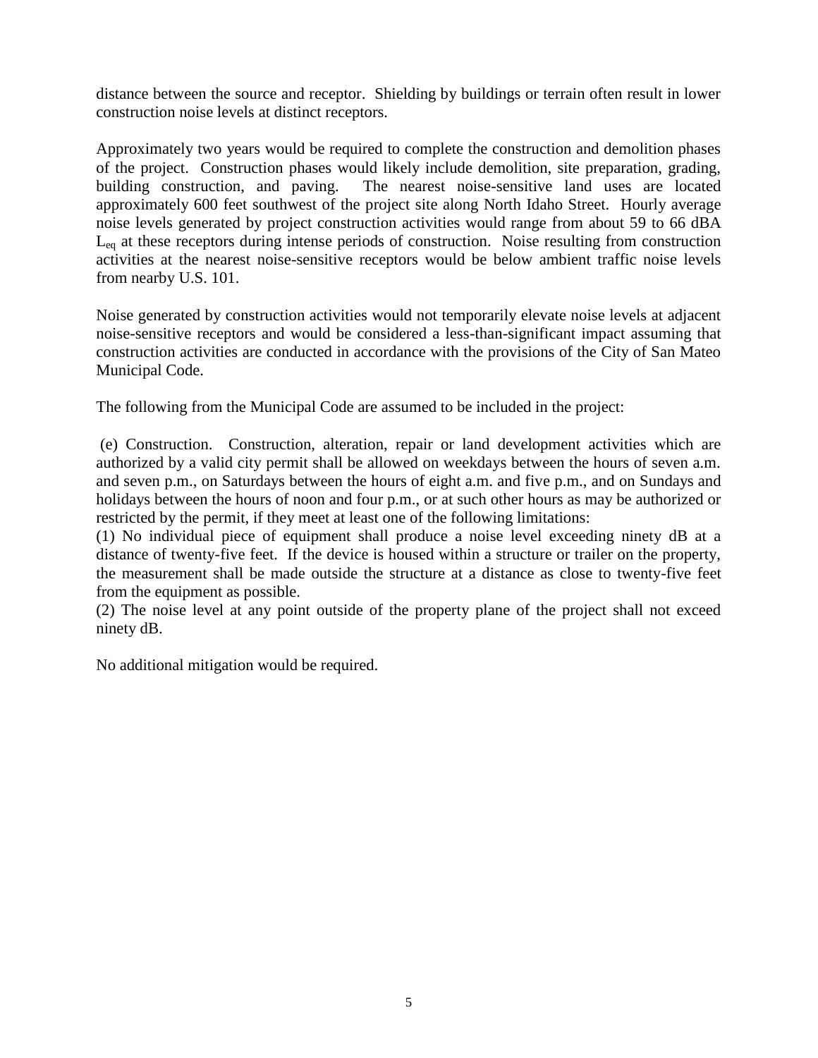distance between the source and receptor. Shielding by buildings or terrain often result in lower construction noise levels at distinct receptors.

Approximately two years would be required to complete the construction and demolition phases of the project. Construction phases would likely include demolition, site preparation, grading, building construction, and paving. The nearest noise-sensitive land uses are located approximately 600 feet southwest of the project site along North Idaho Street. Hourly average noise levels generated by project construction activities would range from about 59 to 66 dBA $L_{eq}$ at these receptors during intense periods of construction. Noise resulting from construction activities at the nearest noise-sensitive receptors would be below ambient traffic noise levels from nearby U.S. 101.

Noise generated by construction activities would not temporarily elevate noise levels at adjacent noise-sensitive receptors and would be considered a less-than-significant impact assuming that construction activities are conducted in accordance with the provisions of the City of San Mateo Municipal Code.

The following from the Municipal Code are assumed to be included in the project:

(e) Construction. Construction, alteration, repair or land development activities which are authorized by a valid city permit shall be allowed on weekdays between the hours of seven a.m. and seven p.m., on Saturdays between the hours of eight a.m. and five p.m., and on Sundays and holidays between the hours of noon and four p.m., or at such other hours as may be authorized or restricted by the permit, if they meet at least one of the following limitations:
(1) No individual piece of equipment shall produce a noise level exceeding ninety dB at a distance of twenty-five feet. If the device is housed within a structure or trailer on the property, the measurement shall be made outside the structure at a distance as close to twenty-five feet from the equipment as possible.
(2) The noise level at any point outside of the property plane of the project shall not exceed ninety dB.

No additional mitigation would be required.